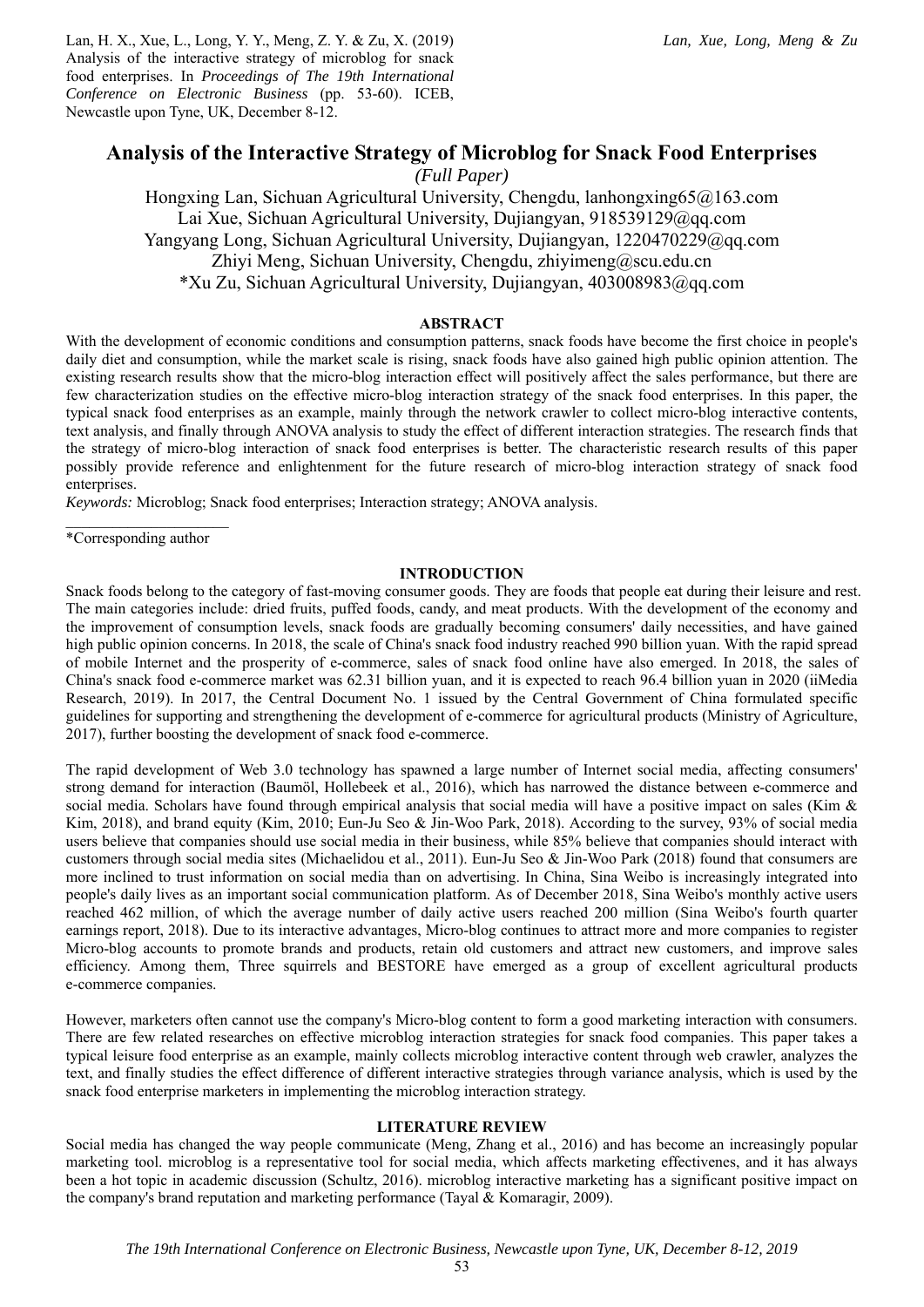Lan, H. X., Xue, L., Long, Y. Y., Meng, Z. Y. & Zu, X. (2019) Analysis of the interactive strategy of microblog for snack food enterprises. In *Proceedings of The 19th International Conference on Electronic Business* (pp. 53-60). ICEB, Newcastle upon Tyne, UK, December 8-12.

# Analysis of the Interactive Strategy of Microblog for Snack Food Enterprises

*(Full Paper)*

Hongxing Lan, Sichuan Agricultural University, Chengdu, lanhongxing65@163.com
Lai Xue, Sichuan Agricultural University, Dujiangyan, 918539129@qq.com
Yangyang Long, Sichuan Agricultural University, Dujiangyan, 1220470229@qq.com
Zhiyi Meng, Sichuan University, Chengdu, zhiyimeng@scu.edu.cn
*Xu Zu, Sichuan Agricultural University, Dujiangyan, 403008983@qq.com

## ABSTRACT

With the development of economic conditions and consumption patterns, snack foods have become the first choice in people's daily diet and consumption, while the market scale is rising, snack foods have also gained high public opinion attention. The existing research results show that the micro-blog interaction effect will positively affect the sales performance, but there are few characterization studies on the effective micro-blog interaction strategy of the snack food enterprises. In this paper, the typical snack food enterprises as an example, mainly through the network crawler to collect micro-blog interactive contents, text analysis, and finally through ANOVA analysis to study the effect of different interaction strategies. The research finds that the strategy of micro-blog interaction of snack food enterprises is better. The characteristic research results of this paper possibly provide reference and enlightenment for the future research of micro-blog interaction strategy of snack food enterprises.

*Keywords:* Microblog; Snack food enterprises; Interaction strategy; ANOVA analysis.

*Corresponding author

## INTRODUCTION

Snack foods belong to the category of fast-moving consumer goods. They are foods that people eat during their leisure and rest. The main categories include: dried fruits, puffed foods, candy, and meat products. With the development of the economy and the improvement of consumption levels, snack foods are gradually becoming consumers' daily necessities, and have gained high public opinion concerns. In 2018, the scale of China's snack food industry reached 990 billion yuan. With the rapid spread of mobile Internet and the prosperity of e-commerce, sales of snack food online have also emerged. In 2018, the sales of China's snack food e-commerce market was 62.31 billion yuan, and it is expected to reach 96.4 billion yuan in 2020 (iiMedia Research, 2019). In 2017, the Central Document No. 1 issued by the Central Government of China formulated specific guidelines for supporting and strengthening the development of e-commerce for agricultural products (Ministry of Agriculture, 2017), further boosting the development of snack food e-commerce.

The rapid development of Web 3.0 technology has spawned a large number of Internet social media, affecting consumers' strong demand for interaction (Bauml, Hollebeek et al., 2016), which has narrowed the distance between e-commerce and social media. Scholars have found through empirical analysis that social media will have a positive impact on sales (Kim & Kim, 2018), and brand equity (Kim, 2010; Eun-Ju Seo & Jin-Woo Park, 2018). According to the survey, 93% of social media users believe that companies should use social media in their business, while 85% believe that companies should interact with customers through social media sites (Michaelidou et al., 2011). Eun-Ju Seo & Jin-Woo Park (2018) found that consumers are more inclined to trust information on social media than on advertising. In China, Sina Weibo is increasingly integrated into people's daily lives as an important social communication platform. As of December 2018, Sina Weibo's monthly active users reached 462 million, of which the average number of daily active users reached 200 million (Sina Weibo's fourth quarter earnings report, 2018). Due to its interactive advantages, Micro-blog continues to attract more and more companies to register Micro-blog accounts to promote brands and products, retain old customers and attract new customers, and improve sales efficiency. Among them, Three squirrels and BESTORE have emerged as a group of excellent agricultural products e-commerce companies.

However, marketers often cannot use the company's Micro-blog content to form a good marketing interaction with consumers. There are few related researches on effective microblog interaction strategies for snack food companies. This paper takes a typical leisure food enterprise as an example, mainly collects microblog interactive content through web crawler, analyzes the text, and finally studies the effect difference of different interactive strategies through variance analysis, which is used by the snack food enterprise marketers in implementing the microblog interaction strategy.

## LITERATURE REVIEW

Social media has changed the way people communicate (Meng, Zhang et al., 2016) and has become an increasingly popular marketing tool. microblog is a representative tool for social media, which affects marketing effectivenes, and it has always been a hot topic in academic discussion (Schultz, 2016). microblog interactive marketing has a significant positive impact on the company's brand reputation and marketing performance (Tayal & Komaragir, 2009).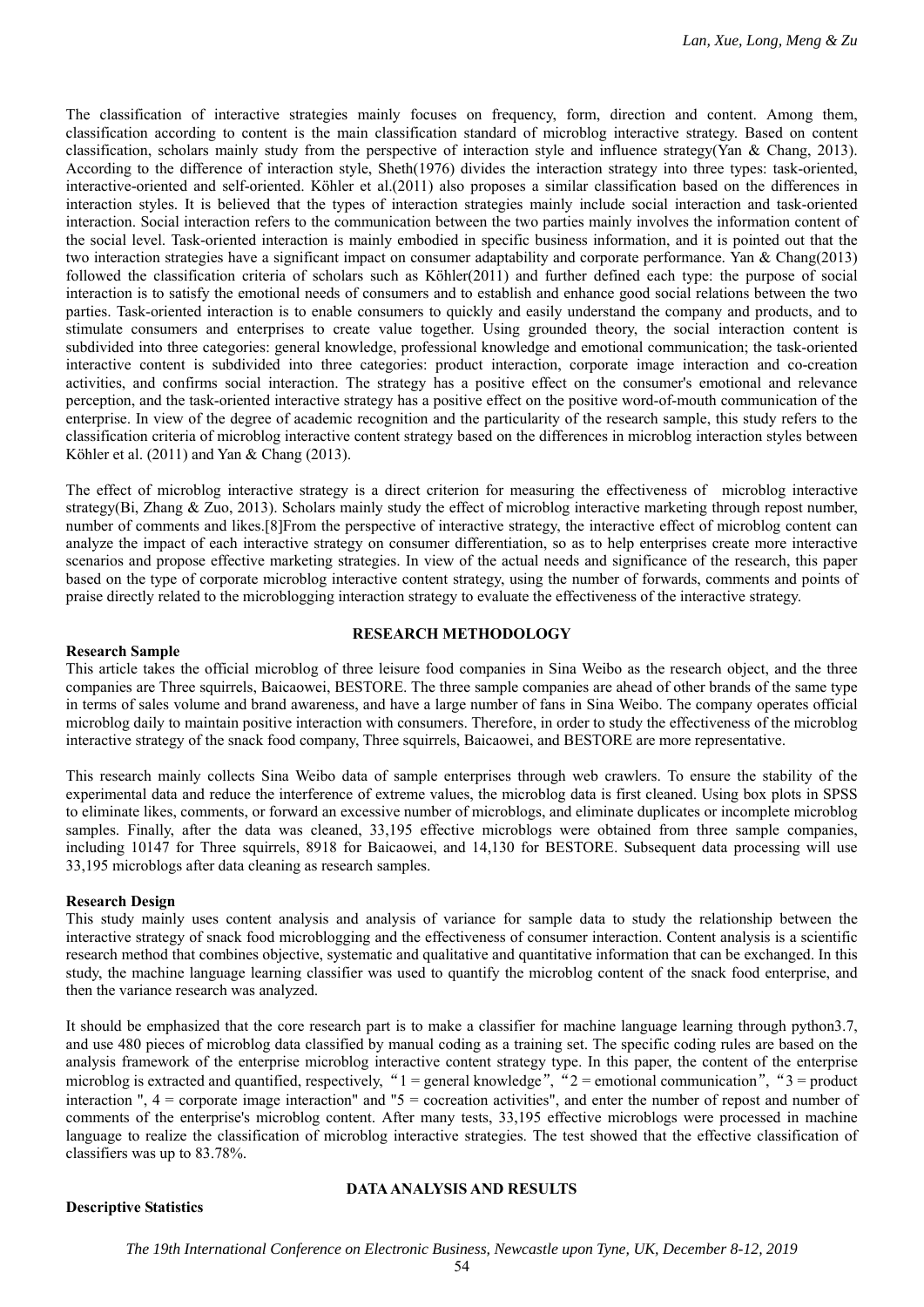The classification of interactive strategies mainly focuses on frequency, form, direction and content. Among them, classification according to content is the main classification standard of microblog interactive strategy. Based on content classification, scholars mainly study from the perspective of interaction style and influence strategy(Yan & Chang, 2013). According to the difference of interaction style, Sheth(1976) divides the interaction strategy into three types: task-oriented, interactive-oriented and self-oriented. Köhler et al.(2011) also proposes a similar classification based on the differences in interaction styles. It is believed that the types of interaction strategies mainly include social interaction and task-oriented interaction. Social interaction refers to the communication between the two parties mainly involves the information content of the social level. Task-oriented interaction is mainly embodied in specific business information, and it is pointed out that the two interaction strategies have a significant impact on consumer adaptability and corporate performance. Yan & Chang(2013) followed the classification criteria of scholars such as Köhler(2011) and further defined each type: the purpose of social interaction is to satisfy the emotional needs of consumers and to establish and enhance good social relations between the two parties. Task-oriented interaction is to enable consumers to quickly and easily understand the company and products, and to stimulate consumers and enterprises to create value together. Using grounded theory, the social interaction content is subdivided into three categories: general knowledge, professional knowledge and emotional communication; the task-oriented interactive content is subdivided into three categories: product interaction, corporate image interaction and co-creation activities, and confirms social interaction. The strategy has a positive effect on the consumer's emotional and relevance perception, and the task-oriented interactive strategy has a positive effect on the positive word-of-mouth communication of the enterprise. In view of the degree of academic recognition and the particularity of the research sample, this study refers to the classification criteria of microblog interactive content strategy based on the differences in microblog interaction styles between Köhler et al. (2011) and Yan & Chang (2013).

The effect of microblog interactive strategy is a direct criterion for measuring the effectiveness of microblog interactive strategy(Bi, Zhang & Zuo, 2013). Scholars mainly study the effect of microblog interactive marketing through repost number, number of comments and likes.[8]From the perspective of interactive strategy, the interactive effect of microblog content can analyze the impact of each interactive strategy on consumer differentiation, so as to help enterprises create more interactive scenarios and propose effective marketing strategies. In view of the actual needs and significance of the research, this paper based on the type of corporate microblog interactive content strategy, using the number of forwards, comments and points of praise directly related to the microblogging interaction strategy to evaluate the effectiveness of the interactive strategy.

## RESEARCH METHODOLOGY

### Research Sample

This article takes the official microblog of three leisure food companies in Sina Weibo as the research object, and the three companies are Three squirrels, Baicaowei, BESTORE. The three sample companies are ahead of other brands of the same type in terms of sales volume and brand awareness, and have a large number of fans in Sina Weibo. The company operates official microblog daily to maintain positive interaction with consumers. Therefore, in order to study the effectiveness of the microblog interactive strategy of the snack food company, Three squirrels, Baicaowei, and BESTORE are more representative.

This research mainly collects Sina Weibo data of sample enterprises through web crawlers. To ensure the stability of the experimental data and reduce the interference of extreme values, the microblog data is first cleaned. Using box plots in SPSS to eliminate likes, comments, or forward an excessive number of microblogs, and eliminate duplicates or incomplete microblog samples. Finally, after the data was cleaned, 33,195 effective microblogs were obtained from three sample companies, including 10147 for Three squirrels, 8918 for Baicaowei, and 14,130 for BESTORE. Subsequent data processing will use 33,195 microblogs after data cleaning as research samples.

### Research Design

This study mainly uses content analysis and analysis of variance for sample data to study the relationship between the interactive strategy of snack food microblogging and the effectiveness of consumer interaction. Content analysis is a scientific research method that combines objective, systematic and qualitative and quantitative information that can be exchanged. In this study, the machine language learning classifier was used to quantify the microblog content of the snack food enterprise, and then the variance research was analyzed.

It should be emphasized that the core research part is to make a classifier for machine language learning through python3.7, and use 480 pieces of microblog data classified by manual coding as a training set. The specific coding rules are based on the analysis framework of the enterprise microblog interactive content strategy type. In this paper, the content of the enterprise microblog is extracted and quantified, respectively, "1 = general knowledge", "2 = emotional communication", "3 = product interaction ", 4 = corporate image interaction" and "5 = cocreation activities", and enter the number of repost and number of comments of the enterprise's microblog content. After many tests, 33,195 effective microblogs were processed in machine language to realize the classification of microblog interactive strategies. The test showed that the effective classification of classifiers was up to 83.78%.

## DATA ANALYSIS AND RESULTS

### Descriptive Statistics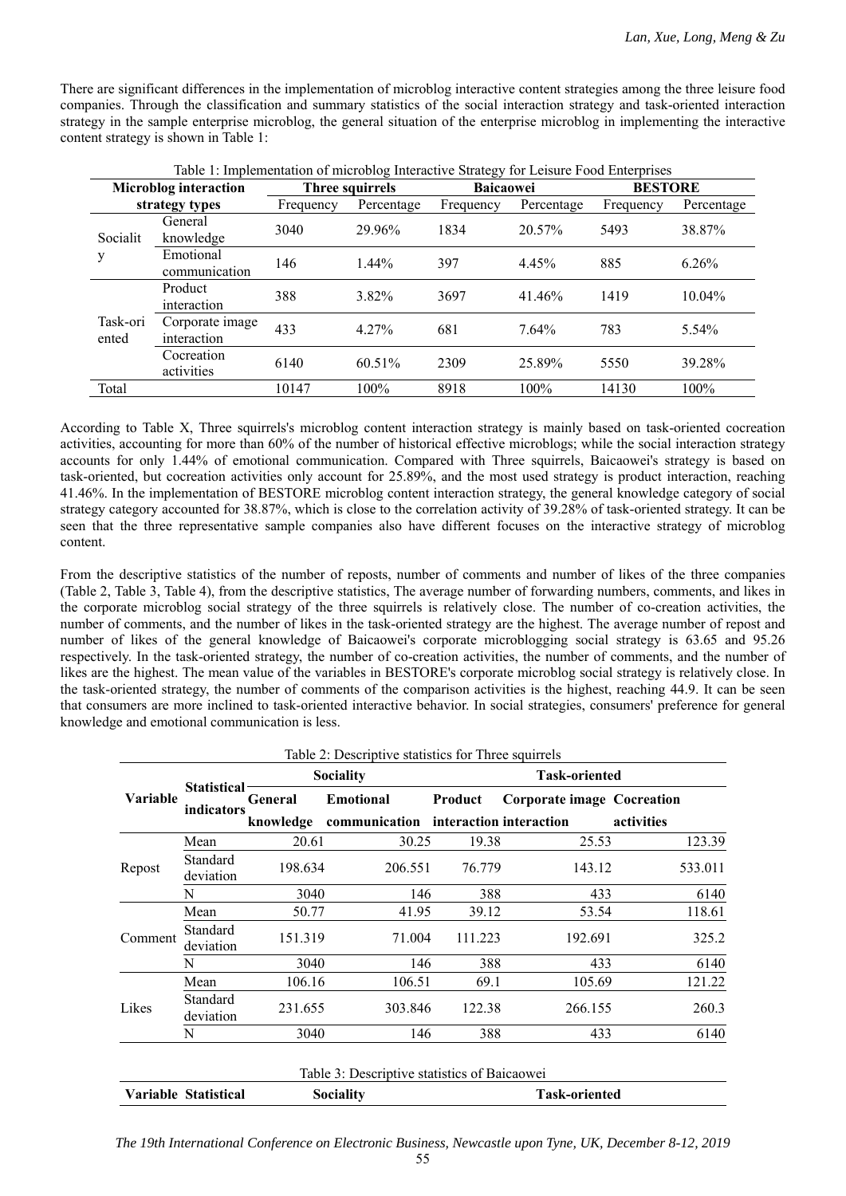There are significant differences in the implementation of microblog interactive content strategies among the three leisure food companies. Through the classification and summary statistics of the social interaction strategy and task-oriented interaction strategy in the sample enterprise microblog, the general situation of the enterprise microblog in implementing the interactive content strategy is shown in Table 1:

Table 1: Implementation of microblog Interactive Strategy for Leisure Food Enterprises

| Microblog interaction strategy types | | Three squirrels | | Baicaowei | | BESTORE | |
|---|---|---|---|---|---|---|---|
| | | Frequency | Percentage | Frequency | Percentage | Frequency | Percentage |
| Sociality | General knowledge | 3040 | 29.96% | 1834 | 20.57% | 5493 | 38.87% |
| | Emotional communication | 146 | 1.44% | 397 | 4.45% | 885 | 6.26% |
| Task-oriented | Product interaction | 388 | 3.82% | 3697 | 41.46% | 1419 | 10.04% |
| | Corporate image interaction | 433 | 4.27% | 681 | 7.64% | 783 | 5.54% |
| | Cocreation activities | 6140 | 60.51% | 2309 | 25.89% | 5550 | 39.28% |
| Total | | 10147 | 100% | 8918 | 100% | 14130 | 100% |

According to Table X, Three squirrels's microblog content interaction strategy is mainly based on task-oriented cocreation activities, accounting for more than 60% of the number of historical effective microblogs; while the social interaction strategy accounts for only 1.44% of emotional communication. Compared with Three squirrels, Baicaowei's strategy is based on task-oriented, but cocreation activities only account for 25.89%, and the most used strategy is product interaction, reaching 41.46%. In the implementation of BESTORE microblog content interaction strategy, the general knowledge category of social strategy category accounted for 38.87%, which is close to the correlation activity of 39.28% of task-oriented strategy. It can be seen that the three representative sample companies also have different focuses on the interactive strategy of microblog content.

From the descriptive statistics of the number of reposts, number of comments and number of likes of the three companies (Table 2, Table 3, Table 4), from the descriptive statistics, The average number of forwarding numbers, comments, and likes in the corporate microblog social strategy of the three squirrels is relatively close. The number of co-creation activities, the number of comments, and the number of likes in the task-oriented strategy are the highest. The average number of repost and number of likes of the general knowledge of Baicaowei's corporate microblogging social strategy is 63.65 and 95.26 respectively. In the task-oriented strategy, the number of co-creation activities, the number of comments, and the number of likes are the highest. The mean value of the variables in BESTORE's corporate microblog social strategy is relatively close. In the task-oriented strategy, the number of comments of the comparison activities is the highest, reaching 44.9. It can be seen that consumers are more inclined to task-oriented interactive behavior. In social strategies, consumers' preference for general knowledge and emotional communication is less.

Table 2: Descriptive statistics for Three squirrels

| Variable | Statistical indicators | Sociality | | Task-oriented | | |
|---|---|---|---|---|---|---|
| | | General knowledge | Emotional communication | Product interaction | Corporate image interaction | Cocreation activities |
| Repost | Mean | 20.61 | 30.25 | 19.38 | 25.53 | 123.39 |
| | Standard deviation | 198.634 | 206.551 | 76.779 | 143.12 | 533.011 |
| | N | 3040 | 146 | 388 | 433 | 6140 |
| Comment | Mean | 50.77 | 41.95 | 39.12 | 53.54 | 118.61 |
| | Standard deviation | 151.319 | 71.004 | 111.223 | 192.691 | 325.2 |
| | N | 3040 | 146 | 388 | 433 | 6140 |
| Likes | Mean | 106.16 | 106.51 | 69.1 | 105.69 | 121.22 |
| | Standard deviation | 231.655 | 303.846 | 122.38 | 266.155 | 260.3 |
| | N | 3040 | 146 | 388 | 433 | 6140 |

Table 3: Descriptive statistics of Baicaowei

| Variable | Statistical | Sociality | Task-oriented |
|---|---|---|---|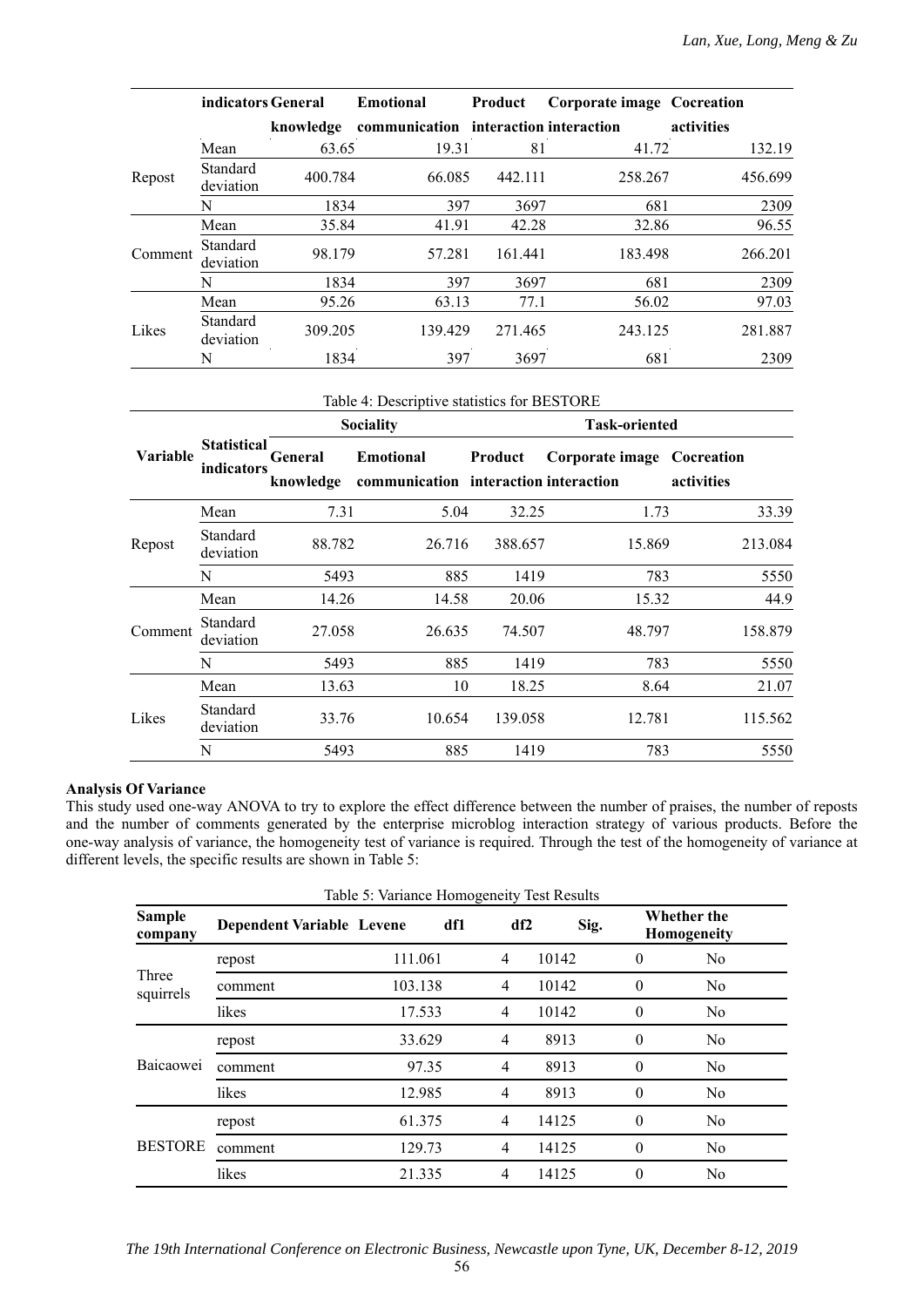| | indicators | General knowledge | Emotional communication | Product interaction | Corporate image interaction | Cocreation activities |
|---|---|---|---|---|---|---|
| Repost | Mean | 63.65 | 19.31 | 81 | 41.72 | 132.19 |
| | Standard deviation | 400.784 | 66.085 | 442.111 | 258.267 | 456.699 |
| | N | 1834 | 397 | 3697 | 681 | 2309 |
| Comment | Mean | 35.84 | 41.91 | 42.28 | 32.86 | 96.55 |
| | Standard deviation | 98.179 | 57.281 | 161.441 | 183.498 | 266.201 |
| | N | 1834 | 397 | 3697 | 681 | 2309 |
| Likes | Mean | 95.26 | 63.13 | 77.1 | 56.02 | 97.03 |
| | Standard deviation | 309.205 | 139.429 | 271.465 | 243.125 | 281.887 |
| | N | 1834 | 397 | 3697 | 681 | 2309 |

Table 4: Descriptive statistics for BESTORE

| Variable | Statistical indicators | Sociality | | Task-oriented | | |
|---|---|---|---|---|---|---|
| | | General knowledge | Emotional communication | Product interaction | Corporate image interaction | Cocreation activities |
| Repost | Mean | 7.31 | 5.04 | 32.25 | 1.73 | 33.39 |
| | Standard deviation | 88.782 | 26.716 | 388.657 | 15.869 | 213.084 |
| | N | 5493 | 885 | 1419 | 783 | 5550 |
| Comment | Mean | 14.26 | 14.58 | 20.06 | 15.32 | 44.9 |
| | Standard deviation | 27.058 | 26.635 | 74.507 | 48.797 | 158.879 |
| | N | 5493 | 885 | 1419 | 783 | 5550 |
| Likes | Mean | 13.63 | 10 | 18.25 | 8.64 | 21.07 |
| | Standard deviation | 33.76 | 10.654 | 139.058 | 12.781 | 115.562 |
| | N | 5493 | 885 | 1419 | 783 | 5550 |

**Analysis Of Variance**

This study used one-way ANOVA to try to explore the effect difference between the number of praises, the number of reposts and the number of comments generated by the enterprise microblog interaction strategy of various products. Before the one-way analysis of variance, the homogeneity test of variance is required. Through the test of the homogeneity of variance at different levels, the specific results are shown in Table 5:

Table 5: Variance Homogeneity Test Results

| Sample company | Dependent Variable | Levene | df1 | df2 | Sig. | Whether the Homogeneity |
|---|---|---|---|---|---|---|
| Three squirrels | repost | 111.061 | 4 | 10142 | 0 | No |
| | comment | 103.138 | 4 | 10142 | 0 | No |
| | likes | 17.533 | 4 | 10142 | 0 | No |
| Baicaowei | repost | 33.629 | 4 | 8913 | 0 | No |
| | comment | 97.35 | 4 | 8913 | 0 | No |
| | likes | 12.985 | 4 | 8913 | 0 | No |
| BESTORE | repost | 61.375 | 4 | 14125 | 0 | No |
| | comment | 129.73 | 4 | 14125 | 0 | No |
| | likes | 21.335 | 4 | 14125 | 0 | No |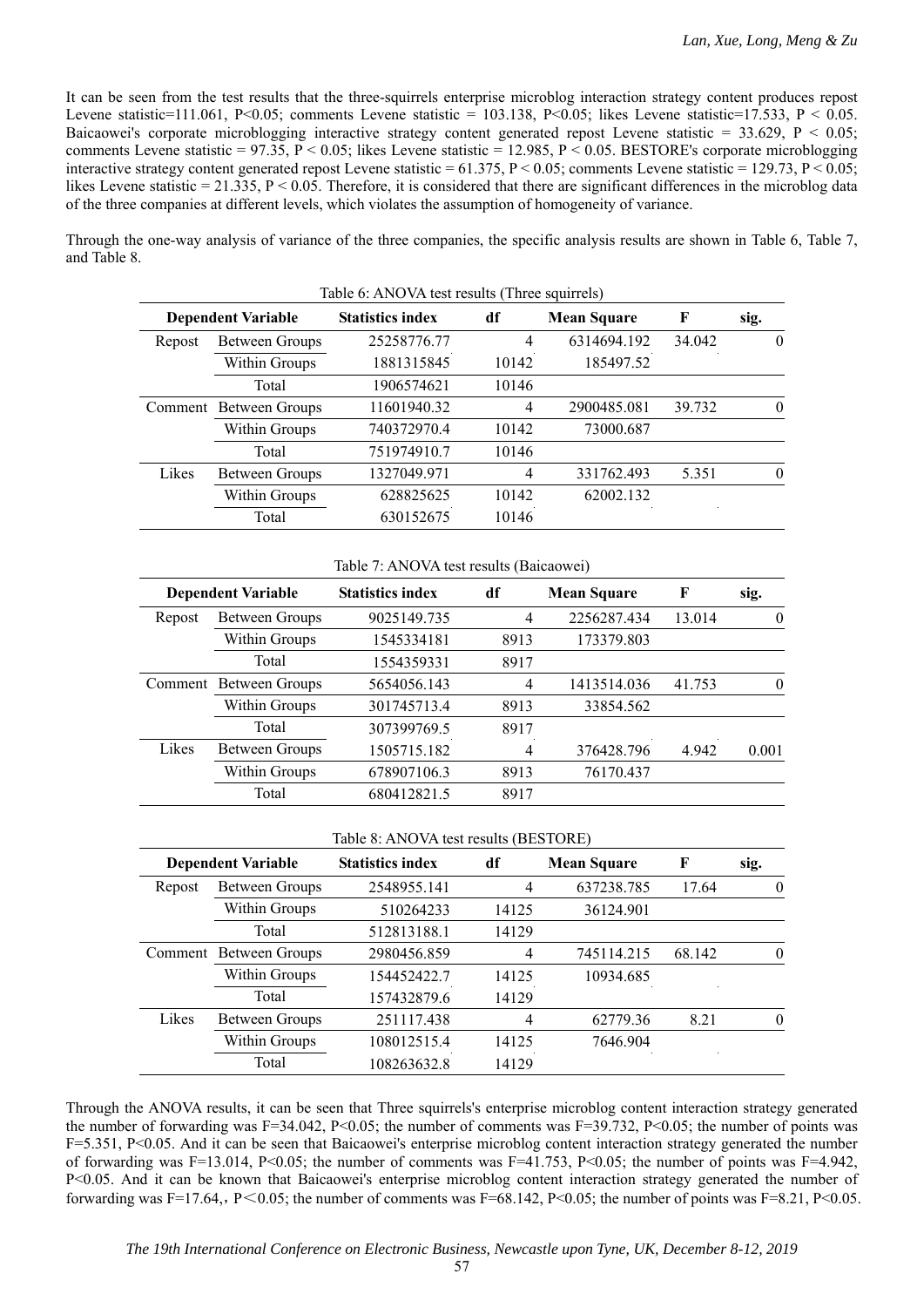It can be seen from the test results that the three-squirrels enterprise microblog interaction strategy content produces repost Levene statistic=111.061, $P<0.05$; comments Levene statistic = 103.138, $P<0.05$; likes Levene statistic=17.533, $P < 0.05$. Baicaowei's corporate microblogging interactive strategy content generated repost Levene statistic = 33.629, $P < 0.05$; comments Levene statistic = 97.35, $P < 0.05$; likes Levene statistic = 12.985, $P < 0.05$. BESTORE's corporate microblogging interactive strategy content generated repost Levene statistic = 61.375, $P < 0.05$; comments Levene statistic = 129.73, $P < 0.05$; likes Levene statistic = 21.335, $P < 0.05$. Therefore, it is considered that there are significant differences in the microblog data of the three companies at different levels, which violates the assumption of homogeneity of variance.

Through the one-way analysis of variance of the three companies, the specific analysis results are shown in Table 6, Table 7, and Table 8.

Table 6: ANOVA test results (Three squirrels)

| Dependent Variable | | Statistics index | df | Mean Square | F | sig. |
|---|---|---|---|---|---|---|
| Repost | Between Groups | 25258776.77 | 4 | 6314694.192 | 34.042 | 0 |
| | Within Groups | 1881315845 | 10142 | 185497.52 | | |
| | Total | 1906574621 | 10146 | | | |
| Comment | Between Groups | 11601940.32 | 4 | 2900485.081 | 39.732 | 0 |
| | Within Groups | 740372970.4 | 10142 | 73000.687 | | |
| | Total | 751974910.7 | 10146 | | | |
| Likes | Between Groups | 1327049.971 | 4 | 331762.493 | 5.351 | 0 |
| | Within Groups | 628825625 | 10142 | 62002.132 | | |
| | Total | 630152675 | 10146 | | | |

Table 7: ANOVA test results (Baicaowei)

| Dependent Variable | | Statistics index | df | Mean Square | F | sig. |
|---|---|---|---|---|---|---|
| Repost | Between Groups | 9025149.735 | 4 | 2256287.434 | 13.014 | 0 |
| | Within Groups | 1545334181 | 8913 | 173379.803 | | |
| | Total | 1554359331 | 8917 | | | |
| Comment | Between Groups | 5654056.143 | 4 | 1413514.036 | 41.753 | 0 |
| | Within Groups | 301745713.4 | 8913 | 33854.562 | | |
| | Total | 307399769.5 | 8917 | | | |
| Likes | Between Groups | 1505715.182 | 4 | 376428.796 | 4.942 | 0.001 |
| | Within Groups | 678907106.3 | 8913 | 76170.437 | | |
| | Total | 680412821.5 | 8917 | | | |

Table 8: ANOVA test results (BESTORE)

| Dependent Variable | | Statistics index | df | Mean Square | F | sig. |
|---|---|---|---|---|---|---|
| Repost | Between Groups | 2548955.141 | 4 | 637238.785 | 17.64 | 0 |
| | Within Groups | 510264233 | 14125 | 36124.901 | | |
| | Total | 512813188.1 | 14129 | | | |
| Comment | Between Groups | 2980456.859 | 4 | 745114.215 | 68.142 | 0 |
| | Within Groups | 154452422.7 | 14125 | 10934.685 | | |
| | Total | 157432879.6 | 14129 | | | |
| Likes | Between Groups | 251117.438 | 4 | 62779.36 | 8.21 | 0 |
| | Within Groups | 108012515.4 | 14125 | 7646.904 | | |
| | Total | 108263632.8 | 14129 | | | |

Through the ANOVA results, it can be seen that Three squirrels's enterprise microblog content interaction strategy generated the number of forwarding was $F=34.042$, $P<0.05$; the number of comments was $F=39.732$, $P<0.05$; the number of points was $F=5.351$, $P<0.05$. And it can be seen that Baicaowei's enterprise microblog content interaction strategy generated the number of forwarding was $F=13.014$, $P<0.05$; the number of comments was $F=41.753$, $P<0.05$; the number of points was $F=4.942$, $P<0.05$. And it can be known that Baicaowei's enterprise microblog content interaction strategy generated the number of forwarding was $F=17.64$,，$P<0.05$; the number of comments was $F=68.142$, $P<0.05$; the number of points was $F=8.21$, $P<0.05$.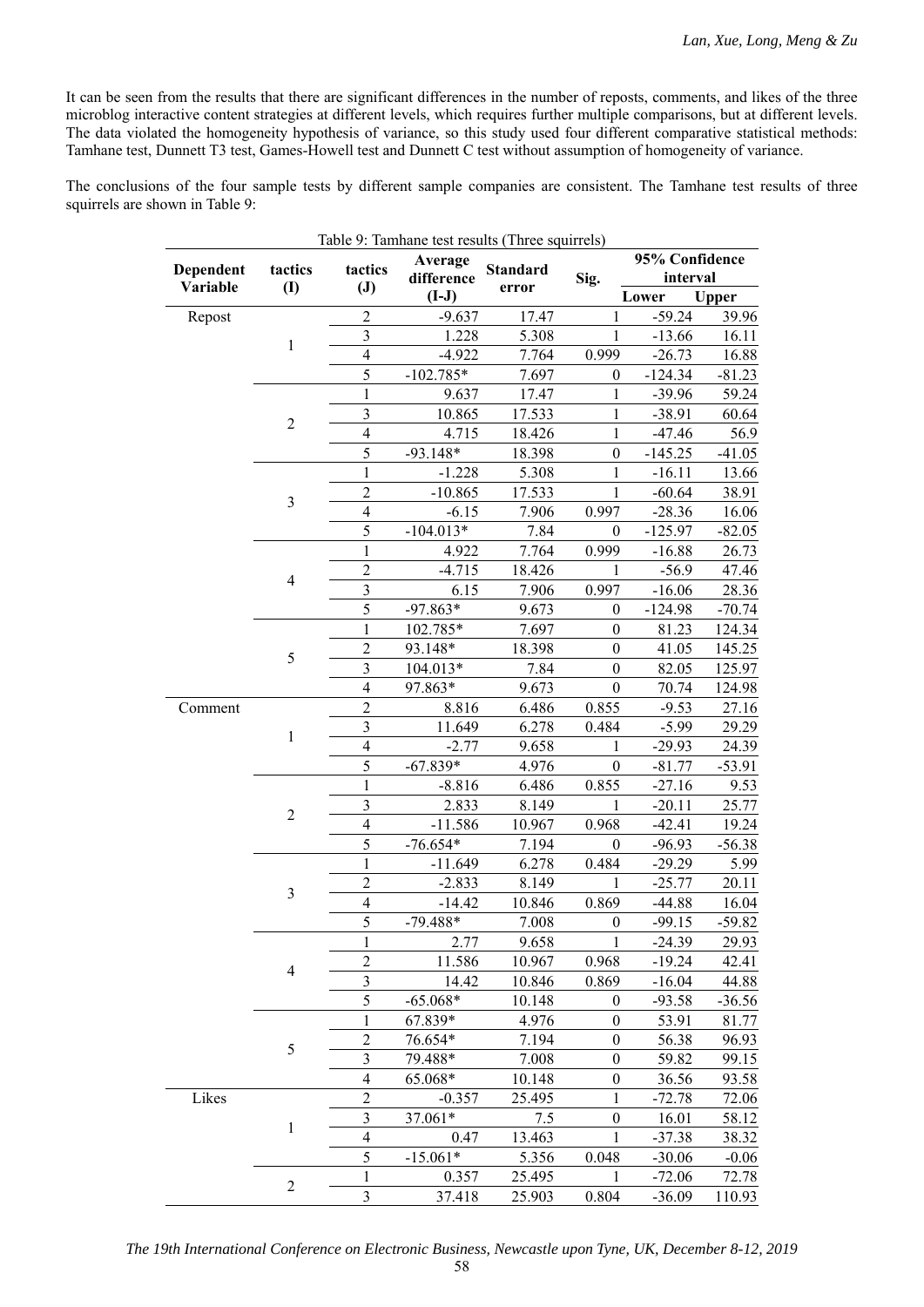It can be seen from the results that there are significant differences in the number of reposts, comments, and likes of the three microblog interactive content strategies at different levels, which requires further multiple comparisons, but at different levels. The data violated the homogeneity hypothesis of variance, so this study used four different comparative statistical methods: Tamhane test, Dunnett T3 test, Games-Howell test and Dunnett C test without assumption of homogeneity of variance.

The conclusions of the four sample tests by different sample companies are consistent. The Tamhane test results of three squirrels are shown in Table 9:

Table 9: Tamhane test results (Three squirrels)

| Dependent Variable | tactics (I) | tactics (J) | Average difference (I-J) | Standard error | Sig. | 95% Confidence interval | |
|---|---|---|---|---|---|---|---|
| | | | | | | Lower | Upper |
| Repost | 1 | 2 | -9.637 | 17.47 | 1 | -59.24 | 39.96 |
| | | 3 | 1.228 | 5.308 | 1 | -13.66 | 16.11 |
| | | 4 | -4.922 | 7.764 | 0.999 | -26.73 | 16.88 |
| | | 5 | -102.785* | 7.697 | 0 | -124.34 | -81.23 |
| | 2 | 1 | 9.637 | 17.47 | 1 | -39.96 | 59.24 |
| | | 3 | 10.865 | 17.533 | 1 | -38.91 | 60.64 |
| | | 4 | 4.715 | 18.426 | 1 | -47.46 | 56.9 |
| | | 5 | -93.148* | 18.398 | 0 | -145.25 | -41.05 |
| | 3 | 1 | -1.228 | 5.308 | 1 | -16.11 | 13.66 |
| | | 2 | -10.865 | 17.533 | 1 | -60.64 | 38.91 |
| | | 4 | -6.15 | 7.906 | 0.997 | -28.36 | 16.06 |
| | | 5 | -104.013* | 7.84 | 0 | -125.97 | -82.05 |
| | 4 | 1 | 4.922 | 7.764 | 0.999 | -16.88 | 26.73 |
| | | 2 | -4.715 | 18.426 | 1 | -56.9 | 47.46 |
| | | 3 | 6.15 | 7.906 | 0.997 | -16.06 | 28.36 |
| | | 5 | -97.863* | 9.673 | 0 | -124.98 | -70.74 |
| | 5 | 1 | 102.785* | 7.697 | 0 | 81.23 | 124.34 |
| | | 2 | 93.148* | 18.398 | 0 | 41.05 | 145.25 |
| | | 3 | 104.013* | 7.84 | 0 | 82.05 | 125.97 |
| | | 4 | 97.863* | 9.673 | 0 | 70.74 | 124.98 |
| Comment | 1 | 2 | 8.816 | 6.486 | 0.855 | -9.53 | 27.16 |
| | | 3 | 11.649 | 6.278 | 0.484 | -5.99 | 29.29 |
| | | 4 | -2.77 | 9.658 | 1 | -29.93 | 24.39 |
| | | 5 | -67.839* | 4.976 | 0 | -81.77 | -53.91 |
| | 2 | 1 | -8.816 | 6.486 | 0.855 | -27.16 | 9.53 |
| | | 3 | 2.833 | 8.149 | 1 | -20.11 | 25.77 |
| | | 4 | -11.586 | 10.967 | 0.968 | -42.41 | 19.24 |
| | | 5 | -76.654* | 7.194 | 0 | -96.93 | -56.38 |
| | 3 | 1 | -11.649 | 6.278 | 0.484 | -29.29 | 5.99 |
| | | 2 | -2.833 | 8.149 | 1 | -25.77 | 20.11 |
| | | 4 | -14.42 | 10.846 | 0.869 | -44.88 | 16.04 |
| | | 5 | -79.488* | 7.008 | 0 | -99.15 | -59.82 |
| | 4 | 1 | 2.77 | 9.658 | 1 | -24.39 | 29.93 |
| | | 2 | 11.586 | 10.967 | 0.968 | -19.24 | 42.41 |
| | | 3 | 14.42 | 10.846 | 0.869 | -16.04 | 44.88 |
| | | 5 | -65.068* | 10.148 | 0 | -93.58 | -36.56 |
| | 5 | 1 | 67.839* | 4.976 | 0 | 53.91 | 81.77 |
| | | 2 | 76.654* | 7.194 | 0 | 56.38 | 96.93 |
| | | 3 | 79.488* | 7.008 | 0 | 59.82 | 99.15 |
| | | 4 | 65.068* | 10.148 | 0 | 36.56 | 93.58 |
| Likes | 1 | 2 | -0.357 | 25.495 | 1 | -72.78 | 72.06 |
| | | 3 | 37.061* | 7.5 | 0 | 16.01 | 58.12 |
| | | 4 | 0.47 | 13.463 | 1 | -37.38 | 38.32 |
| | | 5 | -15.061* | 5.356 | 0.048 | -30.06 | -0.06 |
| | 2 | 1 | 0.357 | 25.495 | 1 | -72.06 | 72.78 |
| | | 3 | 37.418 | 25.903 | 0.804 | -36.09 | 110.93 |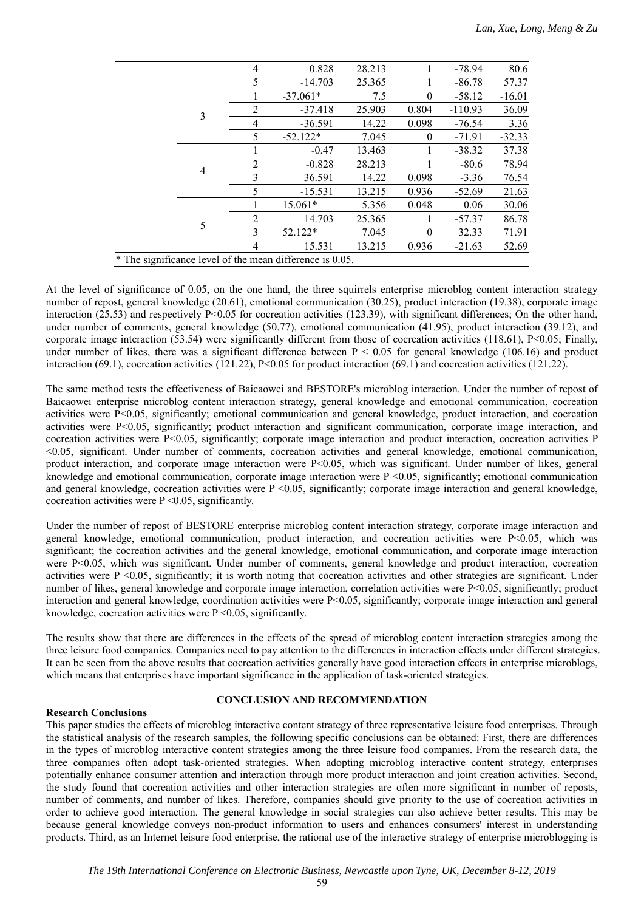| | | | | | | |
|---|---|---|---|---|---|---|
| | 4 | 0.828 | 28.213 | 1 | -78.94 | 80.6 |
| | 5 | -14.703 | 25.365 | 1 | -86.78 | 57.37 |
| 3 | 1 | -37.061* | 7.5 | 0 | -58.12 | -16.01 |
| | 2 | -37.418 | 25.903 | 0.804 | -110.93 | 36.09 |
| | 4 | -36.591 | 14.22 | 0.098 | -76.54 | 3.36 |
| | 5 | -52.122* | 7.045 | 0 | -71.91 | -32.33 |
| 4 | 1 | -0.47 | 13.463 | 1 | -38.32 | 37.38 |
| | 2 | -0.828 | 28.213 | 1 | -80.6 | 78.94 |
| | 3 | 36.591 | 14.22 | 0.098 | -3.36 | 76.54 |
| | 5 | -15.531 | 13.215 | 0.936 | -52.69 | 21.63 |
| 5 | 1 | 15.061* | 5.356 | 0.048 | 0.06 | 30.06 |
| | 2 | 14.703 | 25.365 | 1 | -57.37 | 86.78 |
| | 3 | 52.122* | 7.045 | 0 | 32.33 | 71.91 |
| | 4 | 15.531 | 13.215 | 0.936 | -21.63 | 52.69 |

* The significance level of the mean difference is 0.05.

At the level of significance of 0.05, on the one hand, the three squirrels enterprise microblog content interaction strategy number of repost, general knowledge (20.61), emotional communication (30.25), product interaction (19.38), corporate image interaction (25.53) and respectively P<0.05 for cocreation activities (123.39), with significant differences; On the other hand, under number of comments, general knowledge (50.77), emotional communication (41.95), product interaction (39.12), and corporate image interaction (53.54) were significantly different from those of cocreation activities (118.61), P<0.05; Finally, under number of likes, there was a significant difference between P < 0.05 for general knowledge (106.16) and product interaction (69.1), cocreation activities (121.22), P<0.05 for product interaction (69.1) and cocreation activities (121.22).

The same method tests the effectiveness of Baicaowei and BESTORE's microblog interaction. Under the number of repost of Baicaowei enterprise microblog content interaction strategy, general knowledge and emotional communication, cocreation activities were P<0.05, significantly; emotional communication and general knowledge, product interaction, and cocreation activities were P<0.05, significantly; product interaction and significant communication, corporate image interaction, and cocreation activities were P<0.05, significantly; corporate image interaction and product interaction, cocreation activities P <0.05, significant. Under number of comments, cocreation activities and general knowledge, emotional communication, product interaction, and corporate image interaction were P<0.05, which was significant. Under number of likes, general knowledge and emotional communication, corporate image interaction were P <0.05, significantly; emotional communication and general knowledge, cocreation activities were P <0.05, significantly; corporate image interaction and general knowledge, cocreation activities were P <0.05, significantly.

Under the number of repost of BESTORE enterprise microblog content interaction strategy, corporate image interaction and general knowledge, emotional communication, product interaction, and cocreation activities were P<0.05, which was significant; the cocreation activities and the general knowledge, emotional communication, and corporate image interaction were P<0.05, which was significant. Under number of comments, general knowledge and product interaction, cocreation activities were P <0.05, significantly; it is worth noting that cocreation activities and other strategies are significant. Under number of likes, general knowledge and corporate image interaction, correlation activities were P<0.05, significantly; product interaction and general knowledge, coordination activities were P<0.05, significantly; corporate image interaction and general knowledge, cocreation activities were P <0.05, significantly.

The results show that there are differences in the effects of the spread of microblog content interaction strategies among the three leisure food companies. Companies need to pay attention to the differences in interaction effects under different strategies. It can be seen from the above results that cocreation activities generally have good interaction effects in enterprise microblogs, which means that enterprises have important significance in the application of task-oriented strategies.

## CONCLUSION AND RECOMMENDATION

### Research Conclusions

This paper studies the effects of microblog interactive content strategy of three representative leisure food enterprises. Through the statistical analysis of the research samples, the following specific conclusions can be obtained: First, there are differences in the types of microblog interactive content strategies among the three leisure food companies. From the research data, the three companies often adopt task-oriented strategies. When adopting microblog interactive content strategy, enterprises potentially enhance consumer attention and interaction through more product interaction and joint creation activities. Second, the study found that cocreation activities and other interaction strategies are often more significant in number of reposts, number of comments, and number of likes. Therefore, companies should give priority to the use of cocreation activities in order to achieve good interaction. The general knowledge in social strategies can also achieve better results. This may be because general knowledge conveys non-product information to users and enhances consumers' interest in understanding products. Third, as an Internet leisure food enterprise, the rational use of the interactive strategy of enterprise microblogging is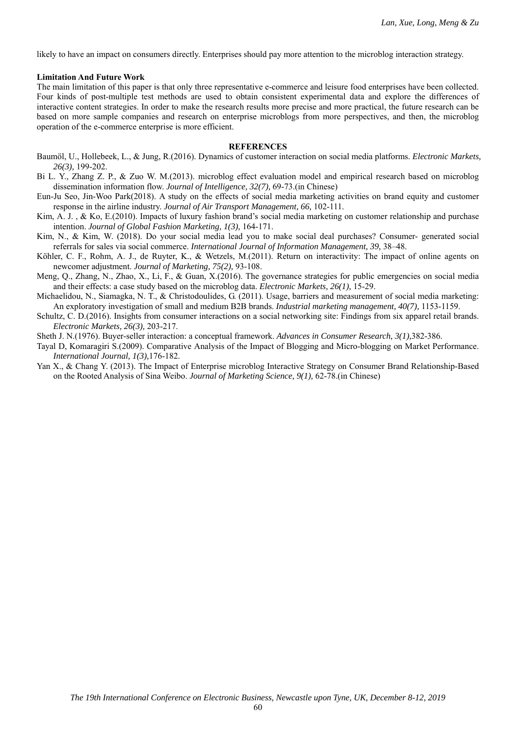likely to have an impact on consumers directly. Enterprises should pay more attention to the microblog interaction strategy.

**Limitation And Future Work**

The main limitation of this paper is that only three representative e-commerce and leisure food enterprises have been collected. Four kinds of post-multiple test methods are used to obtain consistent experimental data and explore the differences of interactive content strategies. In order to make the research results more precise and more practical, the future research can be based on more sample companies and research on enterprise microblogs from more perspectives, and then, the microblog operation of the e-commerce enterprise is more efficient.

## REFERENCES

Baumöl, U., Hollebeek, L., & Jung, R.(2016). Dynamics of customer interaction on social media platforms. *Electronic Markets, 26(3),* 199-202.

Bi L. Y., Zhang Z. P., & Zuo W. M.(2013). microblog effect evaluation model and empirical research based on microblog dissemination information flow. *Journal of Intelligence, 32(7),* 69-73.(in Chinese)

Eun-Ju Seo, Jin-Woo Park(2018). A study on the effects of social media marketing activities on brand equity and customer response in the airline industry. *Journal of Air Transport Management, 66,* 102-111.

Kim, A. J. , & Ko, E.(2010). Impacts of luxury fashion brand's social media marketing on customer relationship and purchase intention. *Journal of Global Fashion Marketing, 1(3),* 164-171.

Kim, N., & Kim, W. (2018). Do your social media lead you to make social deal purchases? Consumer- generated social referrals for sales via social commerce. *International Journal of Information Management, 39,* 38–48.

Köhler, C. F., Rohm, A. J., de Ruyter, K., & Wetzels, M.(2011). Return on interactivity: The impact of online agents on newcomer adjustment. *Journal of Marketing, 75(2),* 93-108.

Meng, Q., Zhang, N., Zhao, X., Li, F., & Guan, X.(2016). The governance strategies for public emergencies on social media and their effects: a case study based on the microblog data. *Electronic Markets, 26(1),* 15-29.

Michaelidou, N., Siamagka, N. T., & Christodoulides, G. (2011). Usage, barriers and measurement of social media marketing: An exploratory investigation of small and medium B2B brands. *Industrial marketing management, 40(7),* 1153-1159.

Schultz, C. D.(2016). Insights from consumer interactions on a social networking site: Findings from six apparel retail brands. *Electronic Markets, 26(3),* 203-217.

Sheth J. N.(1976). Buyer-seller interaction: a conceptual framework. *Advances in Consumer Research, 3(1),*382-386.

Tayal D, Komaragiri S.(2009). Comparative Analysis of the Impact of Blogging and Micro-blogging on Market Performance. *International Journal, 1(3),*176-182.

Yan X., & Chang Y. (2013). The Impact of Enterprise microblog Interactive Strategy on Consumer Brand Relationship-Based on the Rooted Analysis of Sina Weibo. *Journal of Marketing Science, 9(1),* 62-78.(in Chinese)